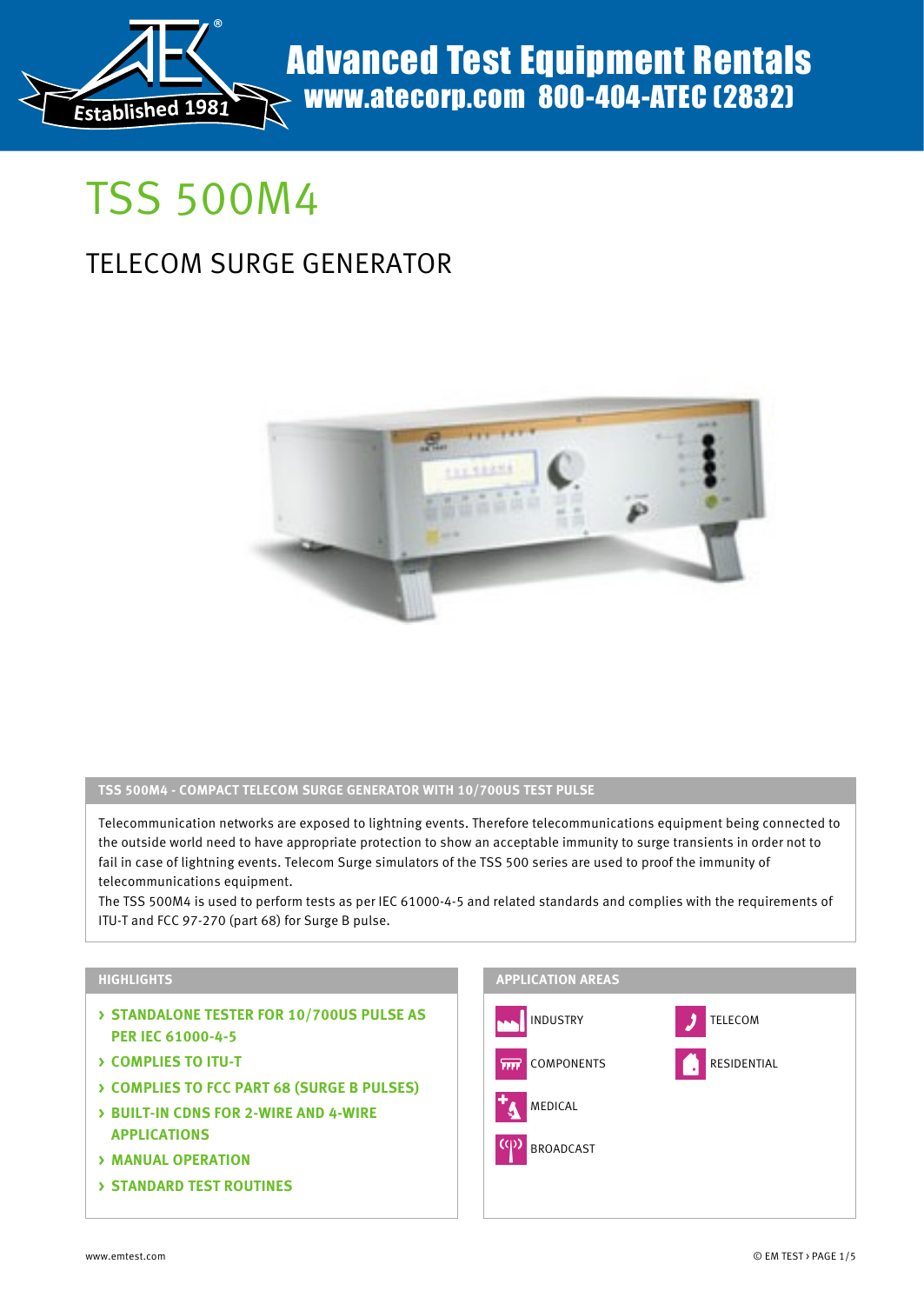Advanced Test Equipment Rentals
www.atecorp.com 800-404-ATEC (2832)

# TSS 500M4

## TELECOM SURGE GENERATOR

### TSS 500M4 - COMPACT TELECOM SURGE GENERATOR WITH 10/700US TEST PULSE

Telecommunication networks are exposed to lightning events. Therefore telecommunications equipment being connected to the outside world need to have appropriate protection to show an acceptable immunity to surge transients in order not to fail in case of lightning events. Telecom Surge simulators of the TSS 500 series are used to proof the immunity of telecommunications equipment.
The TSS 500M4 is used to perform tests as per IEC 61000-4-5 and related standards and complies with the requirements of ITU-T and FCC 97-270 (part 68) for Surge B pulse.

### HIGHLIGHTS

- STANDALONE TESTER FOR 10/700US PULSE AS PER IEC 61000-4-5
- COMPLIES TO ITU-T
- COMPLIES TO FCC PART 68 (SURGE B PULSES)
- BUILT-IN CDNS FOR 2-WIRE AND 4-WIRE APPLICATIONS
- MANUAL OPERATION
- STANDARD TEST ROUTINES

### APPLICATION AREAS

- INDUSTRY
- TELECOM
- COMPONENTS
- RESIDENTIAL
- MEDICAL
- BROADCAST

www.emtest.com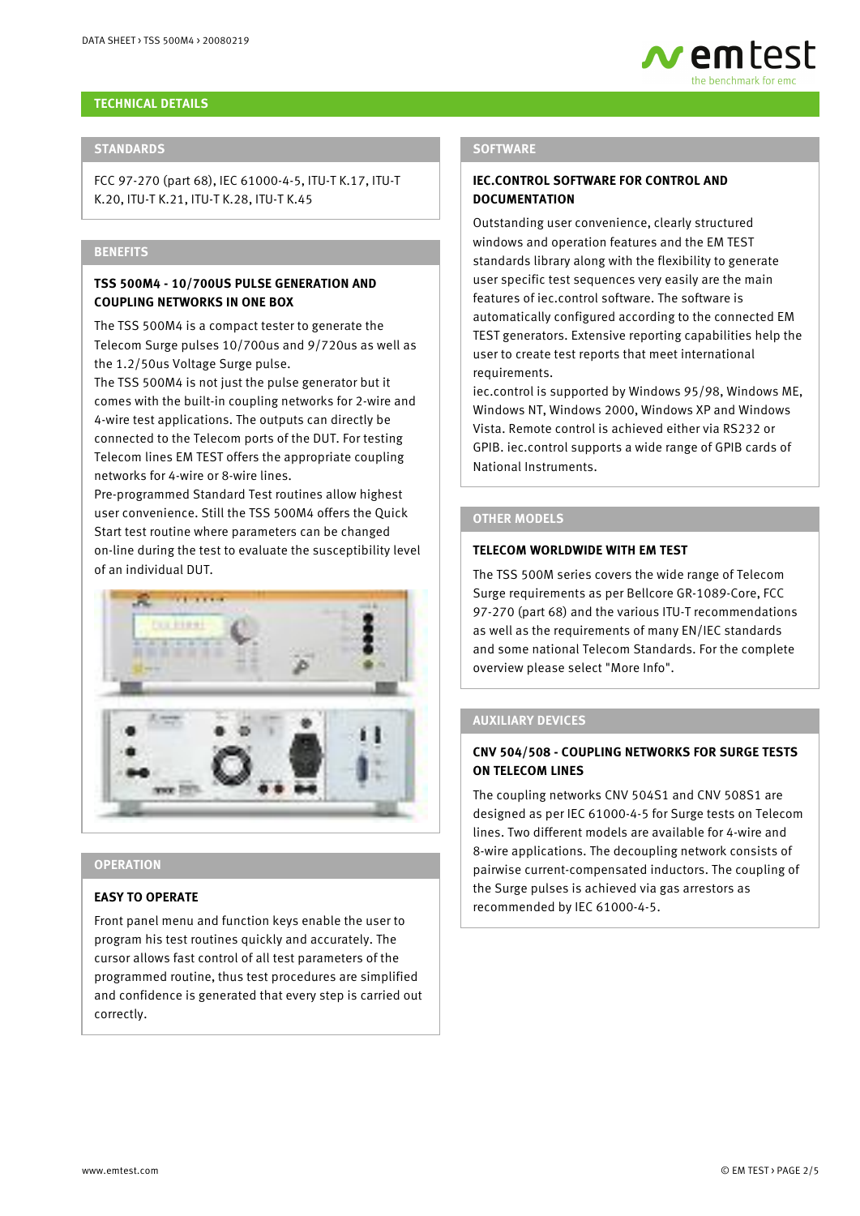# TECHNICAL DETAILS

## STANDARDS

FCC 97-270 (part 68), IEC 61000-4-5, ITU-T K.17, ITU-T K.20, ITU-T K.21, ITU-T K.28, ITU-T K.45

## BENEFITS

### TSS 500M4 - 10/700US PULSE GENERATION AND COUPLING NETWORKS IN ONE BOX

The TSS 500M4 is a compact tester to generate the Telecom Surge pulses 10/700us and 9/720us as well as the 1.2/50us Voltage Surge pulse.
The TSS 500M4 is not just the pulse generator but it comes with the built-in coupling networks for 2-wire and 4-wire test applications. The outputs can directly be connected to the Telecom ports of the DUT. For testing Telecom lines EM TEST offers the appropriate coupling networks for 4-wire or 8-wire lines.
Pre-programmed Standard Test routines allow highest user convenience. Still the TSS 500M4 offers the Quick Start test routine where parameters can be changed on-line during the test to evaluate the susceptibility level of an individual DUT.

## OPERATION

### EASY TO OPERATE

Front panel menu and function keys enable the user to program his test routines quickly and accurately. The cursor allows fast control of all test parameters of the programmed routine, thus test procedures are simplified and confidence is generated that every step is carried out correctly.

## SOFTWARE

### IEC.CONTROL SOFTWARE FOR CONTROL AND DOCUMENTATION

Outstanding user convenience, clearly structured windows and operation features and the EM TEST standards library along with the flexibility to generate user specific test sequences very easily are the main features of iec.control software. The software is automatically configured according to the connected EM TEST generators. Extensive reporting capabilities help the user to create test reports that meet international requirements.
iec.control is supported by Windows 95/98, Windows ME, Windows NT, Windows 2000, Windows XP and Windows Vista. Remote control is achieved either via RS232 or GPIB. iec.control supports a wide range of GPIB cards of National Instruments.

## OTHER MODELS

### TELECOM WORLDWIDE WITH EM TEST

The TSS 500M series covers the wide range of Telecom Surge requirements as per Bellcore GR-1089-Core, FCC 97-270 (part 68) and the various ITU-T recommendations as well as the requirements of many EN/IEC standards and some national Telecom Standards. For the complete overview please select "More Info".

## AUXILIARY DEVICES

### CNV 504/508 - COUPLING NETWORKS FOR SURGE TESTS ON TELECOM LINES

The coupling networks CNV 504S1 and CNV 508S1 are designed as per IEC 61000-4-5 for Surge tests on Telecom lines. Two different models are available for 4-wire and 8-wire applications. The decoupling network consists of pairwise current-compensated inductors. The coupling of the Surge pulses is achieved via gas arrestors as recommended by IEC 61000-4-5.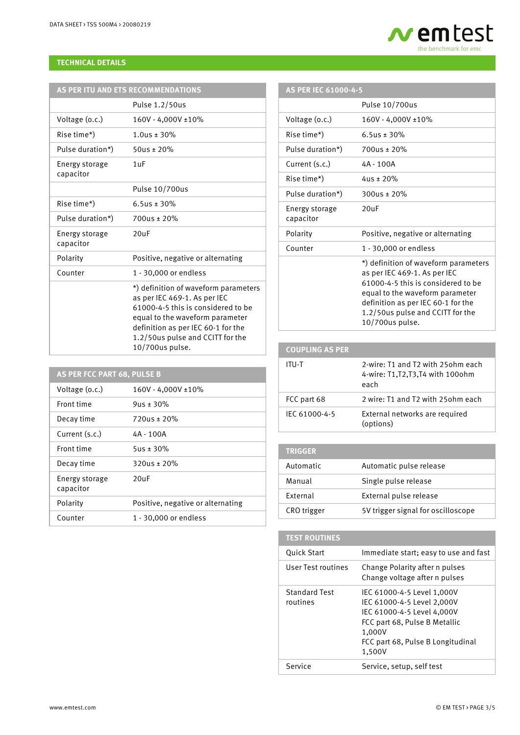## TECHNICAL DETAILS

### AS PER ITU AND ETS RECOMMENDATIONS

| | |
|---|---|
| | Pulse 1.2/50us |
| Voltage (o.c.) | 160V - 4,000V ±10% |
| Rise time*) | 1.0us ± 30% |
| Pulse duration*) | 50us ± 20% |
| Energy storage capacitor | 1uF |
| | Pulse 10/700us |
| Rise time*) | 6.5us ± 30% |
| Pulse duration*) | 700us ± 20% |
| Energy storage capacitor | 20uF |
| Polarity | Positive, negative or alternating |
| Counter | 1 - 30,000 or endless |
| | *) definition of waveform parameters as per IEC 469-1. As per IEC 61000-4-5 this is considered to be equal to the waveform parameter definition as per IEC 60-1 for the 1.2/50us pulse and CCITT for the 10/700us pulse. |

### AS PER FCC PART 68, PULSE B

| | |
|---|---|
| Voltage (o.c.) | 160V - 4,000V ±10% |
| Front time | 9us ± 30% |
| Decay time | 720us ± 20% |
| Current (s.c.) | 4A - 100A |
| Front time | 5us ± 30% |
| Decay time | 320us ± 20% |
| Energy storage capacitor | 20uF |
| Polarity | Positive, negative or alternating |
| Counter | 1 - 30,000 or endless |

### AS PER IEC 61000-4-5

| | |
|---|---|
| | Pulse 10/700us |
| Voltage (o.c.) | 160V - 4,000V ±10% |
| Rise time*) | 6.5us ± 30% |
| Pulse duration*) | 700us ± 20% |
| Current (s.c.) | 4A - 100A |
| Rise time*) | 4us ± 20% |
| Pulse duration*) | 300us ± 20% |
| Energy storage capacitor | 20uF |
| Polarity | Positive, negative or alternating |
| Counter | 1 - 30,000 or endless |
| | *) definition of waveform parameters as per IEC 469-1. As per IEC 61000-4-5 this is considered to be equal to the waveform parameter definition as per IEC 60-1 for the 1.2/50us pulse and CCITT for the 10/700us pulse. |

### COUPLING AS PER

| | |
|---|---|
| ITU-T | 2-wire: T1 and T2 with 25ohm each<br>4-wire: T1,T2,T3,T4 with 100ohm each |
| FCC part 68 | 2 wire: T1 and T2 with 25ohm each |
| IEC 61000-4-5 | External networks are required (options) |

### TRIGGER

| | |
|---|---|
| Automatic | Automatic pulse release |
| Manual | Single pulse release |
| External | External pulse release |
| CRO trigger | 5V trigger signal for oscilloscope |

### TEST ROUTINES

| | |
|---|---|
| Quick Start | Immediate start; easy to use and fast |
| User Test routines | Change Polarity after n pulses<br>Change voltage after n pulses |
| Standard Test routines | IEC 61000-4-5 Level 1,000V<br>IEC 61000-4-5 Level 2,000V<br>IEC 61000-4-5 Level 4,000V<br>FCC part 68, Pulse B Metallic 1,000V<br>FCC part 68, Pulse B Longitudinal 1,500V |
| Service | Service, setup, self test |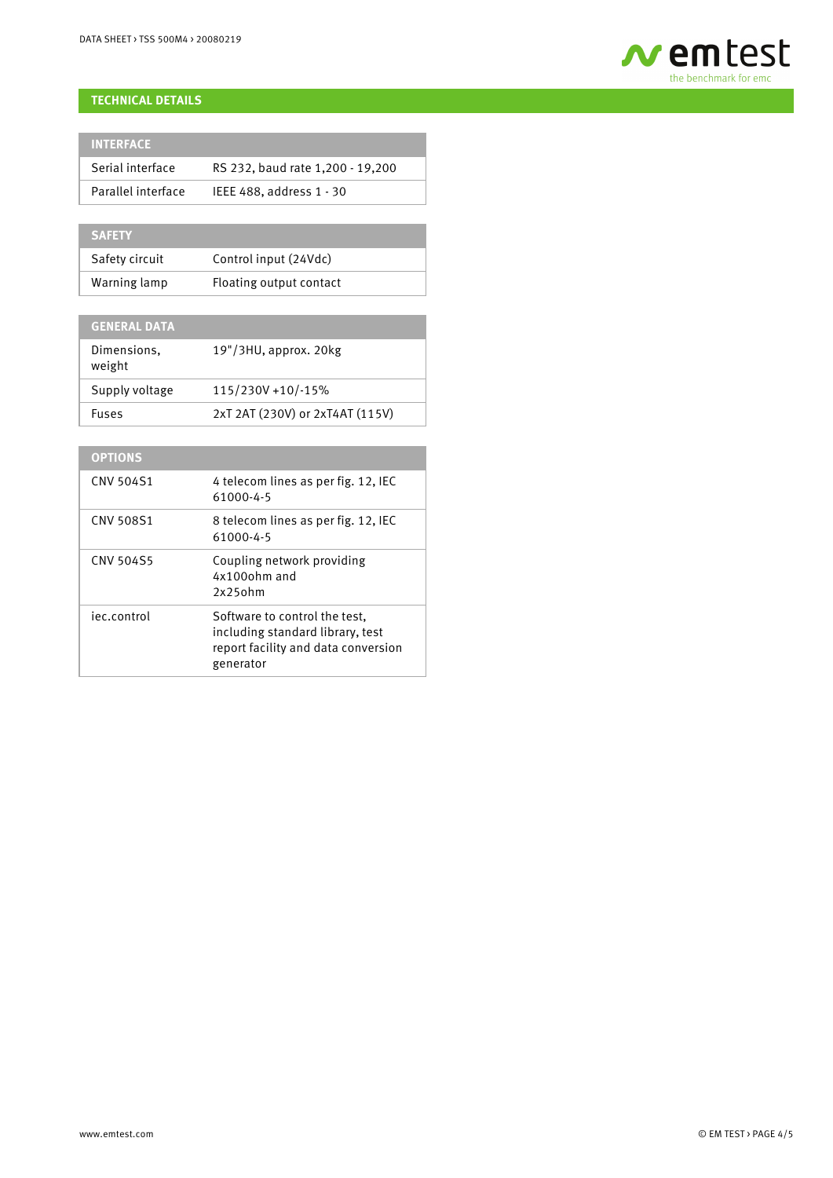## TECHNICAL DETAILS

| INTERFACE | |
|---|---|
| Serial interface | RS 232, baud rate 1,200 - 19,200 |
| Parallel interface | IEEE 488, address 1 - 30 |

| SAFETY | |
|---|---|
| Safety circuit | Control input (24Vdc) |
| Warning lamp | Floating output contact |

| GENERAL DATA | |
|---|---|
| Dimensions, weight | 19"/3HU, approx. 20kg |
| Supply voltage | 115/230V +10/-15% |
| Fuses | 2xT 2AT (230V) or 2xT4AT (115V) |

| OPTIONS | |
|---|---|
| CNV 504S1 | 4 telecom lines as per fig. 12, IEC 61000-4-5 |
| CNV 508S1 | 8 telecom lines as per fig. 12, IEC 61000-4-5 |
| CNV 504S5 | Coupling network providing 4x100ohm and 2x25ohm |
| iec.control | Software to control the test, including standard library, test report facility and data conversion generator |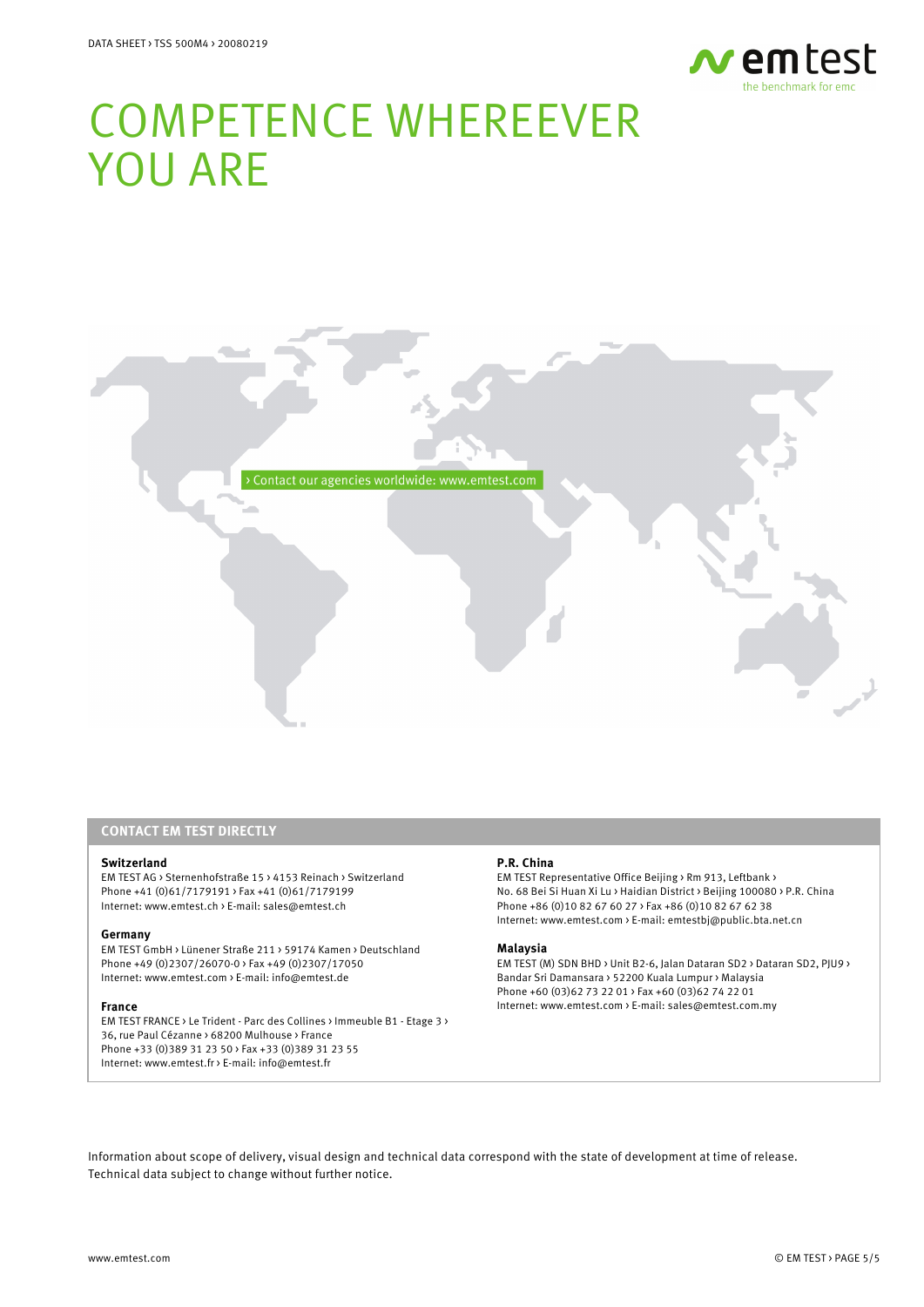# COMPETENCE WHEREEVER YOU ARE

› Contact our agencies worldwide: www.emtest.com

## CONTACT EM TEST DIRECTLY

**Switzerland**
EM TEST AG › Sternenhofstraße 15 › 4153 Reinach › Switzerland
Phone +41 (0)61/7179191 › Fax +41 (0)61/7179199
Internet: www.emtest.ch › E-mail: sales@emtest.ch

**Germany**
EM TEST GmbH › Lünener Straße 211 › 59174 Kamen › Deutschland
Phone +49 (0)2307/26070-0 › Fax +49 (0)2307/17050
Internet: www.emtest.com › E-mail: info@emtest.de

**France**
EM TEST FRANCE › Le Trident - Parc des Collines › Immeuble B1 - Etage 3 › 36, rue Paul Cézanne › 68200 Mulhouse › France
Phone +33 (0)389 31 23 50 › Fax +33 (0)389 31 23 55
Internet: www.emtest.fr › E-mail: info@emtest.fr

**P.R. China**
EM TEST Representative Office Beijing › Rm 913, Leftbank › No. 68 Bei Si Huan Xi Lu › Haidian District › Beijing 100080 › P.R. China
Phone +86 (0)10 82 67 60 27 › Fax +86 (0)10 82 67 62 38
Internet: www.emtest.com › E-mail: emtestbj@public.bta.net.cn

**Malaysia**
EM TEST (M) SDN BHD › Unit B2-6, Jalan Dataran SD2 › Dataran SD2, PJU9 › Bandar Sri Damansara › 52200 Kuala Lumpur › Malaysia
Phone +60 (03)62 73 22 01 › Fax +60 (03)62 74 22 01
Internet: www.emtest.com › E-mail: sales@emtest.com.my

Information about scope of delivery, visual design and technical data correspond with the state of development at time of release. Technical data subject to change without further notice.